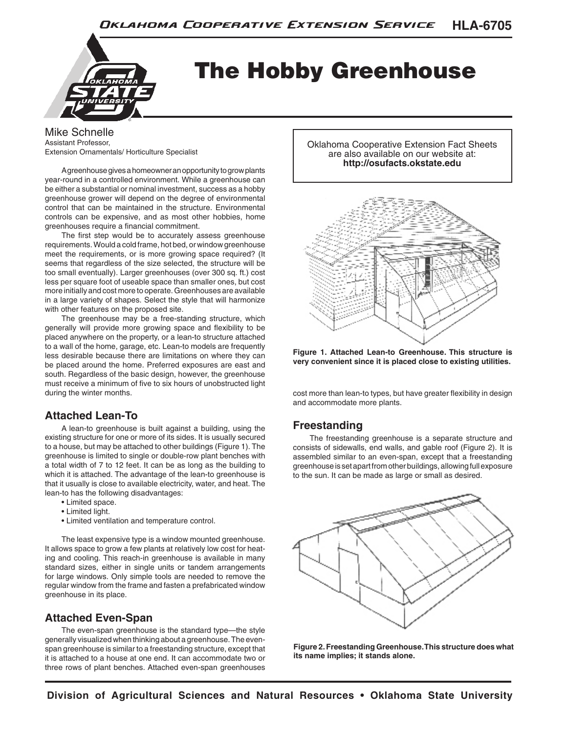# The Hobby Greenhouse

Mike Schnelle
Assistant Professor,
Extension Ornamentals/ Horticulture Specialist

Oklahoma Cooperative Extension Fact Sheets are also available on our website at: **http://osufacts.okstate.edu**

A greenhouse gives a homeowner an opportunity to grow plants year-round in a controlled environment. While a greenhouse can be either a substantial or nominal investment, success as a hobby greenhouse grower will depend on the degree of environmental control that can be maintained in the structure. Environmental controls can be expensive, and as most other hobbies, home greenhouses require a financial commitment.

The first step would be to accurately assess greenhouse requirements. Would a cold frame, hot bed, or window greenhouse meet the requirements, or is more growing space required? (It seems that regardless of the size selected, the structure will be too small eventually). Larger greenhouses (over 300 sq. ft.) cost less per square foot of useable space than smaller ones, but cost more initially and cost more to operate. Greenhouses are available in a large variety of shapes. Select the style that will harmonize with other features on the proposed site.

The greenhouse may be a free-standing structure, which generally will provide more growing space and flexibility to be placed anywhere on the property, or a lean-to structure attached to a wall of the home, garage, etc. Lean-to models are frequently less desirable because there are limitations on where they can be placed around the home. Preferred exposures are east and south. Regardless of the basic design, however, the greenhouse must receive a minimum of five to six hours of unobstructed light during the winter months.

## Attached Lean-To

A lean-to greenhouse is built against a building, using the existing structure for one or more of its sides. It is usually secured to a house, but may be attached to other buildings (Figure 1). The greenhouse is limited to single or double-row plant benches with a total width of 7 to 12 feet. It can be as long as the building to which it is attached. The advantage of the lean-to greenhouse is that it usually is close to available electricity, water, and heat. The lean-to has the following disadvantages:

- Limited space.
- Limited light.
- Limited ventilation and temperature control.

The least expensive type is a window mounted greenhouse. It allows space to grow a few plants at relatively low cost for heating and cooling. This reach-in greenhouse is available in many standard sizes, either in single units or tandem arrangements for large windows. Only simple tools are needed to remove the regular window from the frame and fasten a prefabricated window greenhouse in its place.

## Attached Even-Span

The even-span greenhouse is the standard type—the style generally visualized when thinking about a greenhouse. The even-span greenhouse is similar to a freestanding structure, except that it is attached to a house at one end. It can accommodate two or three rows of plant benches. Attached even-span greenhouses cost more than lean-to types, but have greater flexibility in design and accommodate more plants.

**Figure 1. Attached Lean-to Greenhouse. This structure is very convenient since it is placed close to existing utilities.**

## Freestanding

The freestanding greenhouse is a separate structure and consists of sidewalls, end walls, and gable roof (Figure 2). It is assembled similar to an even-span, except that a freestanding greenhouse is set apart from other buildings, allowing full exposure to the sun. It can be made as large or small as desired.

**Figure 2. Freestanding Greenhouse. This structure does what its name implies; it stands alone.**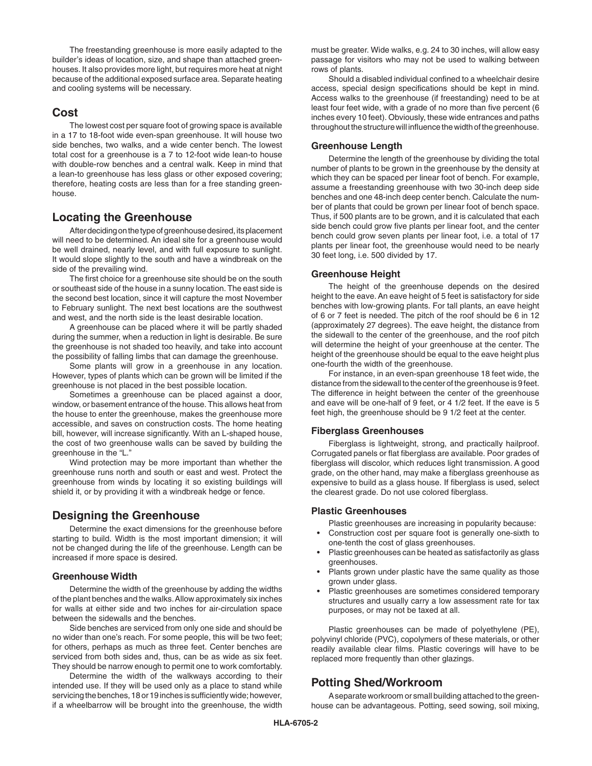The freestanding greenhouse is more easily adapted to the builder's ideas of location, size, and shape than attached greenhouses. It also provides more light, but requires more heat at night because of the additional exposed surface area. Separate heating and cooling systems will be necessary.

## Cost

The lowest cost per square foot of growing space is available in a 17 to 18-foot wide even-span greenhouse. It will house two side benches, two walks, and a wide center bench. The lowest total cost for a greenhouse is a 7 to 12-foot wide lean-to house with double-row benches and a central walk. Keep in mind that a lean-to greenhouse has less glass or other exposed covering; therefore, heating costs are less than for a free standing greenhouse.

## Locating the Greenhouse

After deciding on the type of greenhouse desired, its placement will need to be determined. An ideal site for a greenhouse would be well drained, nearly level, and with full exposure to sunlight. It would slope slightly to the south and have a windbreak on the side of the prevailing wind.

The first choice for a greenhouse site should be on the south or southeast side of the house in a sunny location. The east side is the second best location, since it will capture the most November to February sunlight. The next best locations are the southwest and west, and the north side is the least desirable location.

A greenhouse can be placed where it will be partly shaded during the summer, when a reduction in light is desirable. Be sure the greenhouse is not shaded too heavily, and take into account the possibility of falling limbs that can damage the greenhouse.

Some plants will grow in a greenhouse in any location. However, types of plants which can be grown will be limited if the greenhouse is not placed in the best possible location.

Sometimes a greenhouse can be placed against a door, window, or basement entrance of the house. This allows heat from the house to enter the greenhouse, makes the greenhouse more accessible, and saves on construction costs. The home heating bill, however, will increase significantly. With an L-shaped house, the cost of two greenhouse walls can be saved by building the greenhouse in the "L."

Wind protection may be more important than whether the greenhouse runs north and south or east and west. Protect the greenhouse from winds by locating it so existing buildings will shield it, or by providing it with a windbreak hedge or fence.

## Designing the Greenhouse

Determine the exact dimensions for the greenhouse before starting to build. Width is the most important dimension; it will not be changed during the life of the greenhouse. Length can be increased if more space is desired.

### Greenhouse Width

Determine the width of the greenhouse by adding the widths of the plant benches and the walks. Allow approximately six inches for walls at either side and two inches for air-circulation space between the sidewalls and the benches.

Side benches are serviced from only one side and should be no wider than one's reach. For some people, this will be two feet; for others, perhaps as much as three feet. Center benches are serviced from both sides and, thus, can be as wide as six feet. They should be narrow enough to permit one to work comfortably.

Determine the width of the walkways according to their intended use. If they will be used only as a place to stand while servicing the benches, 18 or 19 inches is sufficiently wide; however, if a wheelbarrow will be brought into the greenhouse, the width must be greater. Wide walks, e.g. 24 to 30 inches, will allow easy passage for visitors who may not be used to walking between rows of plants.

Should a disabled individual confined to a wheelchair desire access, special design specifications should be kept in mind. Access walks to the greenhouse (if freestanding) need to be at least four feet wide, with a grade of no more than five percent (6 inches every 10 feet). Obviously, these wide entrances and paths throughout the structure will influence the width of the greenhouse.

### Greenhouse Length

Determine the length of the greenhouse by dividing the total number of plants to be grown in the greenhouse by the density at which they can be spaced per linear foot of bench. For example, assume a freestanding greenhouse with two 30-inch deep side benches and one 48-inch deep center bench. Calculate the number of plants that could be grown per linear foot of bench space. Thus, if 500 plants are to be grown, and it is calculated that each side bench could grow five plants per linear foot, and the center bench could grow seven plants per linear foot, i.e. a total of 17 plants per linear foot, the greenhouse would need to be nearly 30 feet long, i.e. 500 divided by 17.

### Greenhouse Height

The height of the greenhouse depends on the desired height to the eave. An eave height of 5 feet is satisfactory for side benches with low-growing plants. For tall plants, an eave height of 6 or 7 feet is needed. The pitch of the roof should be 6 in 12 (approximately 27 degrees). The eave height, the distance from the sidewall to the center of the greenhouse, and the roof pitch will determine the height of your greenhouse at the center. The height of the greenhouse should be equal to the eave height plus one-fourth the width of the greenhouse.

For instance, in an even-span greenhouse 18 feet wide, the distance from the sidewall to the center of the greenhouse is 9 feet. The difference in height between the center of the greenhouse and eave will be one-half of 9 feet, or 4 1/2 feet. If the eave is 5 feet high, the greenhouse should be 9 1/2 feet at the center.

### Fiberglass Greenhouses

Fiberglass is lightweight, strong, and practically hailproof. Corrugated panels or flat fiberglass are available. Poor grades of fiberglass will discolor, which reduces light transmission. A good grade, on the other hand, may make a fiberglass greenhouse as expensive to build as a glass house. If fiberglass is used, select the clearest grade. Do not use colored fiberglass.

### Plastic Greenhouses

Plastic greenhouses are increasing in popularity because:

- Construction cost per square foot is generally one-sixth to one-tenth the cost of glass greenhouses.
- Plastic greenhouses can be heated as satisfactorily as glass greenhouses.
- Plants grown under plastic have the same quality as those grown under glass.
- Plastic greenhouses are sometimes considered temporary structures and usually carry a low assessment rate for tax purposes, or may not be taxed at all.

Plastic greenhouses can be made of polyethylene (PE), polyvinyl chloride (PVC), copolymers of these materials, or other readily available clear films. Plastic coverings will have to be replaced more frequently than other glazings.

## Potting Shed/Workroom

A separate workroom or small building attached to the greenhouse can be advantageous. Potting, seed sowing, soil mixing,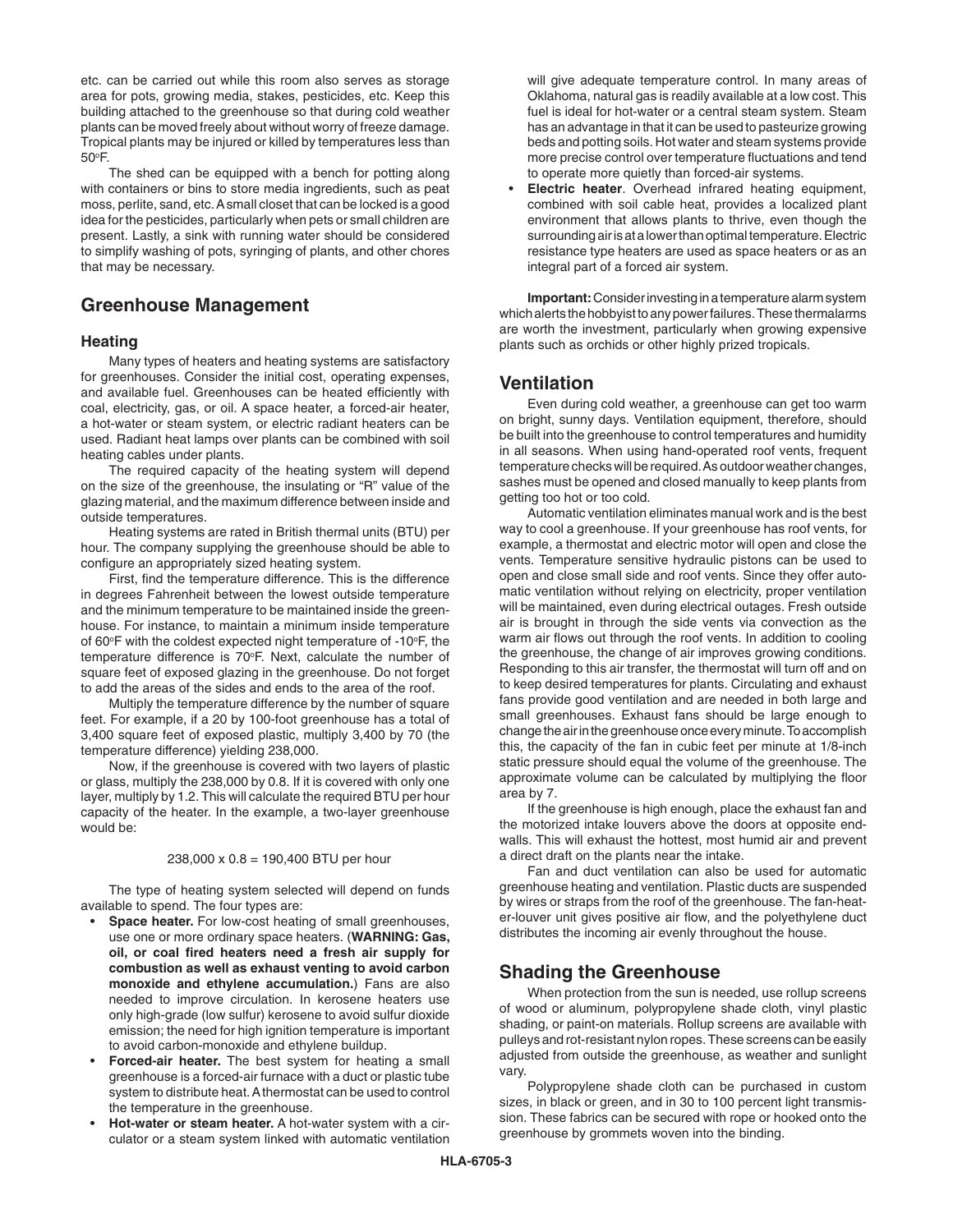etc. can be carried out while this room also serves as storage area for pots, growing media, stakes, pesticides, etc. Keep this building attached to the greenhouse so that during cold weather plants can be moved freely about without worry of freeze damage. Tropical plants may be injured or killed by temperatures less than 50°F.

The shed can be equipped with a bench for potting along with containers or bins to store media ingredients, such as peat moss, perlite, sand, etc. A small closet that can be locked is a good idea for the pesticides, particularly when pets or small children are present. Lastly, a sink with running water should be considered to simplify washing of pots, syringing of plants, and other chores that may be necessary.

## Greenhouse Management

### Heating

Many types of heaters and heating systems are satisfactory for greenhouses. Consider the initial cost, operating expenses, and available fuel. Greenhouses can be heated efficiently with coal, electricity, gas, or oil. A space heater, a forced-air heater, a hot-water or steam system, or electric radiant heaters can be used. Radiant heat lamps over plants can be combined with soil heating cables under plants.

The required capacity of the heating system will depend on the size of the greenhouse, the insulating or "R" value of the glazing material, and the maximum difference between inside and outside temperatures.

Heating systems are rated in British thermal units (BTU) per hour. The company supplying the greenhouse should be able to configure an appropriately sized heating system.

First, find the temperature difference. This is the difference in degrees Fahrenheit between the lowest outside temperature and the minimum temperature to be maintained inside the greenhouse. For instance, to maintain a minimum inside temperature of 60°F with the coldest expected night temperature of -10°F, the temperature difference is 70°F. Next, calculate the number of square feet of exposed glazing in the greenhouse. Do not forget to add the areas of the sides and ends to the area of the roof.

Multiply the temperature difference by the number of square feet. For example, if a 20 by 100-foot greenhouse has a total of 3,400 square feet of exposed plastic, multiply 3,400 by 70 (the temperature difference) yielding 238,000.

Now, if the greenhouse is covered with two layers of plastic or glass, multiply the 238,000 by 0.8. If it is covered with only one layer, multiply by 1.2. This will calculate the required BTU per hour capacity of the heater. In the example, a two-layer greenhouse would be:

$$238{,}000 \times 0.8 = 190{,}400 \text{ BTU per hour}$$

The type of heating system selected will depend on funds available to spend. The four types are:

- **Space heater.** For low-cost heating of small greenhouses, use one or more ordinary space heaters. (**WARNING: Gas, oil, or coal fired heaters need a fresh air supply for combustion as well as exhaust venting to avoid carbon monoxide and ethylene accumulation.**) Fans are also needed to improve circulation. In kerosene heaters use only high-grade (low sulfur) kerosene to avoid sulfur dioxide emission; the need for high ignition temperature is important to avoid carbon-monoxide and ethylene buildup.
- **Forced-air heater.** The best system for heating a small greenhouse is a forced-air furnace with a duct or plastic tube system to distribute heat. A thermostat can be used to control the temperature in the greenhouse.
- **Hot-water or steam heater.** A hot-water system with a circulator or a steam system linked with automatic ventilation will give adequate temperature control. In many areas of Oklahoma, natural gas is readily available at a low cost. This fuel is ideal for hot-water or a central steam system. Steam has an advantage in that it can be used to pasteurize growing beds and potting soils. Hot water and steam systems provide more precise control over temperature fluctuations and tend to operate more quietly than forced-air systems.
- **Electric heater**. Overhead infrared heating equipment, combined with soil cable heat, provides a localized plant environment that allows plants to thrive, even though the surrounding air is at a lower than optimal temperature. Electric resistance type heaters are used as space heaters or as an integral part of a forced air system.

**Important:** Consider investing in a temperature alarm system which alerts the hobbyist to any power failures. These thermalarms are worth the investment, particularly when growing expensive plants such as orchids or other highly prized tropicals.

## Ventilation

Even during cold weather, a greenhouse can get too warm on bright, sunny days. Ventilation equipment, therefore, should be built into the greenhouse to control temperatures and humidity in all seasons. When using hand-operated roof vents, frequent temperature checks will be required. As outdoor weather changes, sashes must be opened and closed manually to keep plants from getting too hot or too cold.

Automatic ventilation eliminates manual work and is the best way to cool a greenhouse. If your greenhouse has roof vents, for example, a thermostat and electric motor will open and close the vents. Temperature sensitive hydraulic pistons can be used to open and close small side and roof vents. Since they offer automatic ventilation without relying on electricity, proper ventilation will be maintained, even during electrical outages. Fresh outside air is brought in through the side vents via convection as the warm air flows out through the roof vents. In addition to cooling the greenhouse, the change of air improves growing conditions. Responding to this air transfer, the thermostat will turn off and on to keep desired temperatures for plants. Circulating and exhaust fans provide good ventilation and are needed in both large and small greenhouses. Exhaust fans should be large enough to change the air in the greenhouse once every minute. To accomplish this, the capacity of the fan in cubic feet per minute at 1/8-inch static pressure should equal the volume of the greenhouse. The approximate volume can be calculated by multiplying the floor area by 7.

If the greenhouse is high enough, place the exhaust fan and the motorized intake louvers above the doors at opposite endwalls. This will exhaust the hottest, most humid air and prevent a direct draft on the plants near the intake.

Fan and duct ventilation can also be used for automatic greenhouse heating and ventilation. Plastic ducts are suspended by wires or straps from the roof of the greenhouse. The fan-heater-louver unit gives positive air flow, and the polyethylene duct distributes the incoming air evenly throughout the house.

## Shading the Greenhouse

When protection from the sun is needed, use rollup screens of wood or aluminum, polypropylene shade cloth, vinyl plastic shading, or paint-on materials. Rollup screens are available with pulleys and rot-resistant nylon ropes. These screens can be easily adjusted from outside the greenhouse, as weather and sunlight vary.

Polypropylene shade cloth can be purchased in custom sizes, in black or green, and in 30 to 100 percent light transmission. These fabrics can be secured with rope or hooked onto the greenhouse by grommets woven into the binding.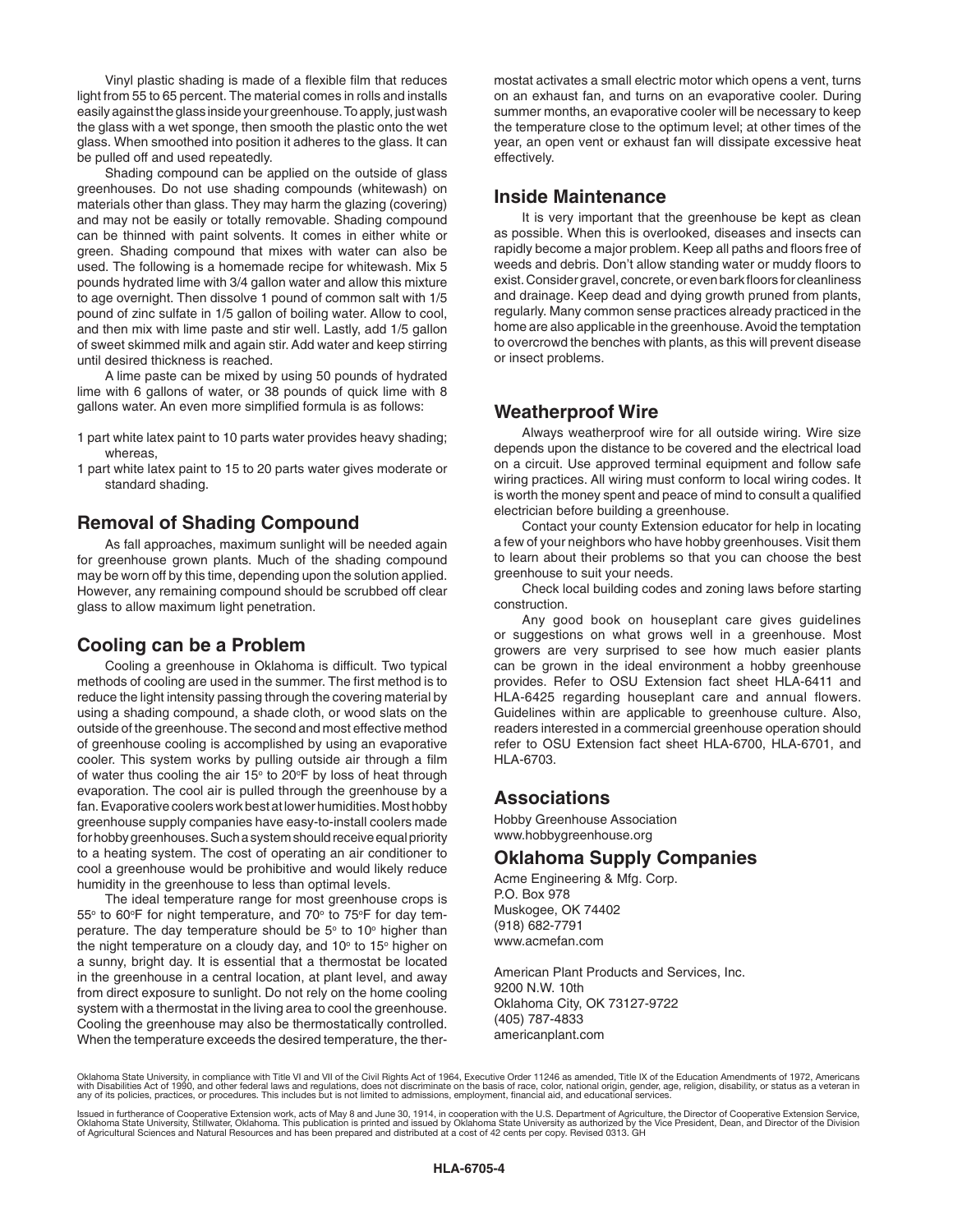Vinyl plastic shading is made of a flexible film that reduces light from 55 to 65 percent. The material comes in rolls and installs easily against the glass inside your greenhouse. To apply, just wash the glass with a wet sponge, then smooth the plastic onto the wet glass. When smoothed into position it adheres to the glass. It can be pulled off and used repeatedly.

Shading compound can be applied on the outside of glass greenhouses. Do not use shading compounds (whitewash) on materials other than glass. They may harm the glazing (covering) and may not be easily or totally removable. Shading compound can be thinned with paint solvents. It comes in either white or green. Shading compound that mixes with water can also be used. The following is a homemade recipe for whitewash. Mix 5 pounds hydrated lime with 3/4 gallon water and allow this mixture to age overnight. Then dissolve 1 pound of common salt with 1/5 pound of zinc sulfate in 1/5 gallon of boiling water. Allow to cool, and then mix with lime paste and stir well. Lastly, add 1/5 gallon of sweet skimmed milk and again stir. Add water and keep stirring until desired thickness is reached.

A lime paste can be mixed by using 50 pounds of hydrated lime with 6 gallons of water, or 38 pounds of quick lime with 8 gallons water. An even more simplified formula is as follows:

1 part white latex paint to 10 parts water provides heavy shading; whereas,

1 part white latex paint to 15 to 20 parts water gives moderate or standard shading.

## Removal of Shading Compound

As fall approaches, maximum sunlight will be needed again for greenhouse grown plants. Much of the shading compound may be worn off by this time, depending upon the solution applied. However, any remaining compound should be scrubbed off clear glass to allow maximum light penetration.

## Cooling can be a Problem

Cooling a greenhouse in Oklahoma is difficult. Two typical methods of cooling are used in the summer. The first method is to reduce the light intensity passing through the covering material by using a shading compound, a shade cloth, or wood slats on the outside of the greenhouse. The second and most effective method of greenhouse cooling is accomplished by using an evaporative cooler. This system works by pulling outside air through a film of water thus cooling the air 15° to 20°F by loss of heat through evaporation. The cool air is pulled through the greenhouse by a fan. Evaporative coolers work best at lower humidities. Most hobby greenhouse supply companies have easy-to-install coolers made for hobby greenhouses. Such a system should receive equal priority to a heating system. The cost of operating an air conditioner to cool a greenhouse would be prohibitive and would likely reduce humidity in the greenhouse to less than optimal levels.

The ideal temperature range for most greenhouse crops is 55° to 60°F for night temperature, and 70° to 75°F for day temperature. The day temperature should be 5° to 10° higher than the night temperature on a cloudy day, and 10° to 15° higher on a sunny, bright day. It is essential that a thermostat be located in the greenhouse in a central location, at plant level, and away from direct exposure to sunlight. Do not rely on the home cooling system with a thermostat in the living area to cool the greenhouse. Cooling the greenhouse may also be thermostatically controlled. When the temperature exceeds the desired temperature, the thermostat activates a small electric motor which opens a vent, turns on an exhaust fan, and turns on an evaporative cooler. During summer months, an evaporative cooler will be necessary to keep the temperature close to the optimum level; at other times of the year, an open vent or exhaust fan will dissipate excessive heat effectively.

## Inside Maintenance

It is very important that the greenhouse be kept as clean as possible. When this is overlooked, diseases and insects can rapidly become a major problem. Keep all paths and floors free of weeds and debris. Don't allow standing water or muddy floors to exist. Consider gravel, concrete, or even bark floors for cleanliness and drainage. Keep dead and dying growth pruned from plants, regularly. Many common sense practices already practiced in the home are also applicable in the greenhouse. Avoid the temptation to overcrowd the benches with plants, as this will prevent disease or insect problems.

## Weatherproof Wire

Always weatherproof wire for all outside wiring. Wire size depends upon the distance to be covered and the electrical load on a circuit. Use approved terminal equipment and follow safe wiring practices. All wiring must conform to local wiring codes. It is worth the money spent and peace of mind to consult a qualified electrician before building a greenhouse.

Contact your county Extension educator for help in locating a few of your neighbors who have hobby greenhouses. Visit them to learn about their problems so that you can choose the best greenhouse to suit your needs.

Check local building codes and zoning laws before starting construction.

Any good book on houseplant care gives guidelines or suggestions on what grows well in a greenhouse. Most growers are very surprised to see how much easier plants can be grown in the ideal environment a hobby greenhouse provides. Refer to OSU Extension fact sheet HLA-6411 and HLA-6425 regarding houseplant care and annual flowers. Guidelines within are applicable to greenhouse culture. Also, readers interested in a commercial greenhouse operation should refer to OSU Extension fact sheet HLA-6700, HLA-6701, and HLA-6703.

## Associations

Hobby Greenhouse Association
www.hobbygreenhouse.org

## Oklahoma Supply Companies

Acme Engineering & Mfg. Corp.
P.O. Box 978
Muskogee, OK 74402
(918) 682-7791
www.acmefan.com

American Plant Products and Services, Inc.
9200 N.W. 10th
Oklahoma City, OK 73127-9722
(405) 787-4833
americanplant.com

Oklahoma State University, in compliance with Title VI and VII of the Civil Rights Act of 1964, Executive Order 11246 as amended, Title IX of the Education Amendments of 1972, Americans with Disabilities Act of 1990, and other federal laws and regulations, does not discriminate on the basis of race, color, national origin, gender, age, religion, disability, or status as a veteran in any of its policies, practices, or procedures. This includes but is not limited to admissions, employment, financial aid, and educational services.

Issued in furtherance of Cooperative Extension work, acts of May 8 and June 30, 1914, in cooperation with the U.S. Department of Agriculture, the Director of Cooperative Extension Service, Oklahoma State University, Stillwater, Oklahoma. This publication is printed and issued by Oklahoma State University as authorized by the Vice President, Dean, and Director of the Division of Agricultural Sciences and Natural Resources and has been prepared and distributed at a cost of 42 cents per copy. Revised 0313. GH